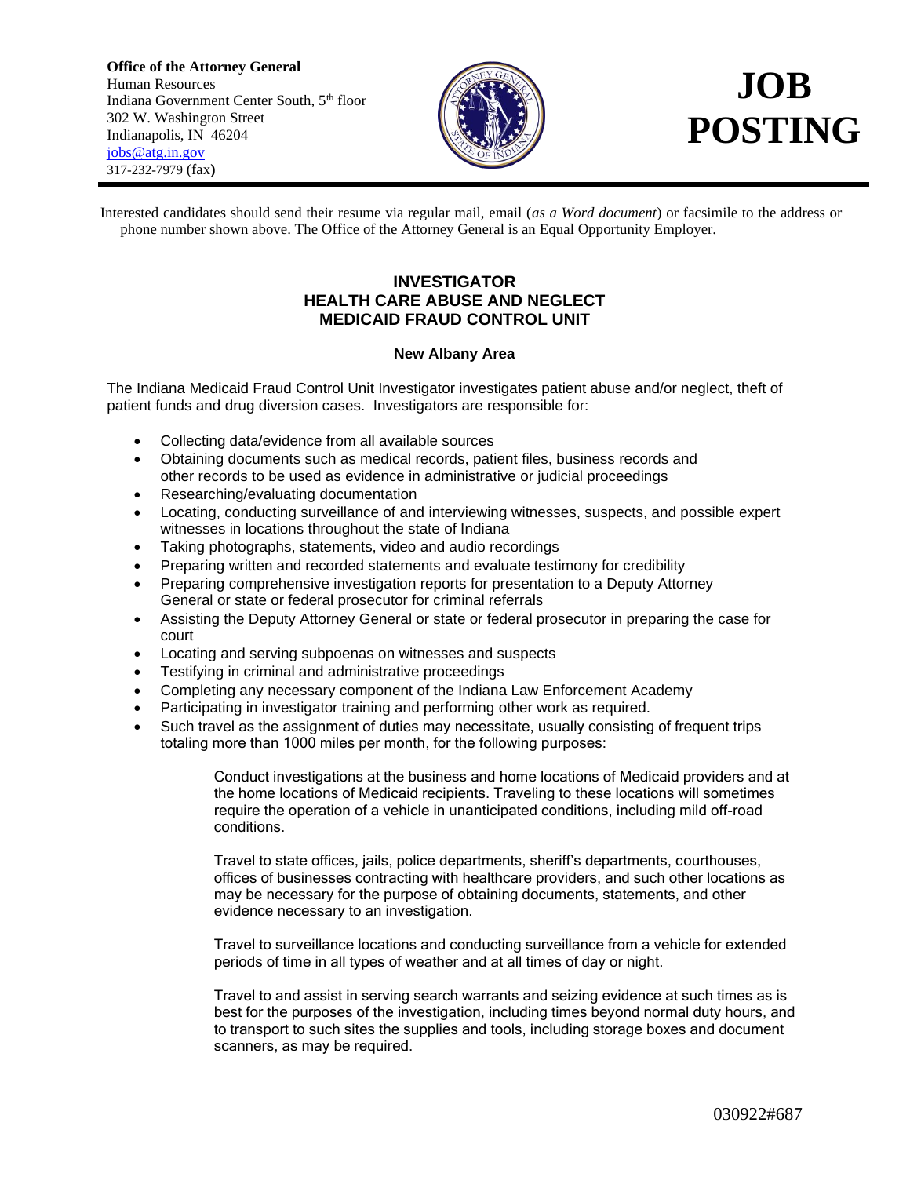**Office of the Attorney General**
Human Resources
Indiana Government Center South, 5th floor
302 W. Washington Street
Indianapolis, IN 46204
jobs@atg.in.gov
317-232-7979 (fax)

# JOB POSTING

Interested candidates should send their resume via regular mail, email (*as a Word document*) or facsimile to the address or phone number shown above. The Office of the Attorney General is an Equal Opportunity Employer.

## INVESTIGATOR
## HEALTH CARE ABUSE AND NEGLECT
## MEDICAID FRAUD CONTROL UNIT

**New Albany Area**

The Indiana Medicaid Fraud Control Unit Investigator investigates patient abuse and/or neglect, theft of patient funds and drug diversion cases. Investigators are responsible for:

- Collecting data/evidence from all available sources
- Obtaining documents such as medical records, patient files, business records and other records to be used as evidence in administrative or judicial proceedings
- Researching/evaluating documentation
- Locating, conducting surveillance of and interviewing witnesses, suspects, and possible expert witnesses in locations throughout the state of Indiana
- Taking photographs, statements, video and audio recordings
- Preparing written and recorded statements and evaluate testimony for credibility
- Preparing comprehensive investigation reports for presentation to a Deputy Attorney General or state or federal prosecutor for criminal referrals
- Assisting the Deputy Attorney General or state or federal prosecutor in preparing the case for court
- Locating and serving subpoenas on witnesses and suspects
- Testifying in criminal and administrative proceedings
- Completing any necessary component of the Indiana Law Enforcement Academy
- Participating in investigator training and performing other work as required.
- Such travel as the assignment of duties may necessitate, usually consisting of frequent trips totaling more than 1000 miles per month, for the following purposes:

  Conduct investigations at the business and home locations of Medicaid providers and at the home locations of Medicaid recipients. Traveling to these locations will sometimes require the operation of a vehicle in unanticipated conditions, including mild off-road conditions.

  Travel to state offices, jails, police departments, sheriff's departments, courthouses, offices of businesses contracting with healthcare providers, and such other locations as may be necessary for the purpose of obtaining documents, statements, and other evidence necessary to an investigation.

  Travel to surveillance locations and conducting surveillance from a vehicle for extended periods of time in all types of weather and at all times of day or night.

  Travel to and assist in serving search warrants and seizing evidence at such times as is best for the purposes of the investigation, including times beyond normal duty hours, and to transport to such sites the supplies and tools, including storage boxes and document scanners, as may be required.

030922#687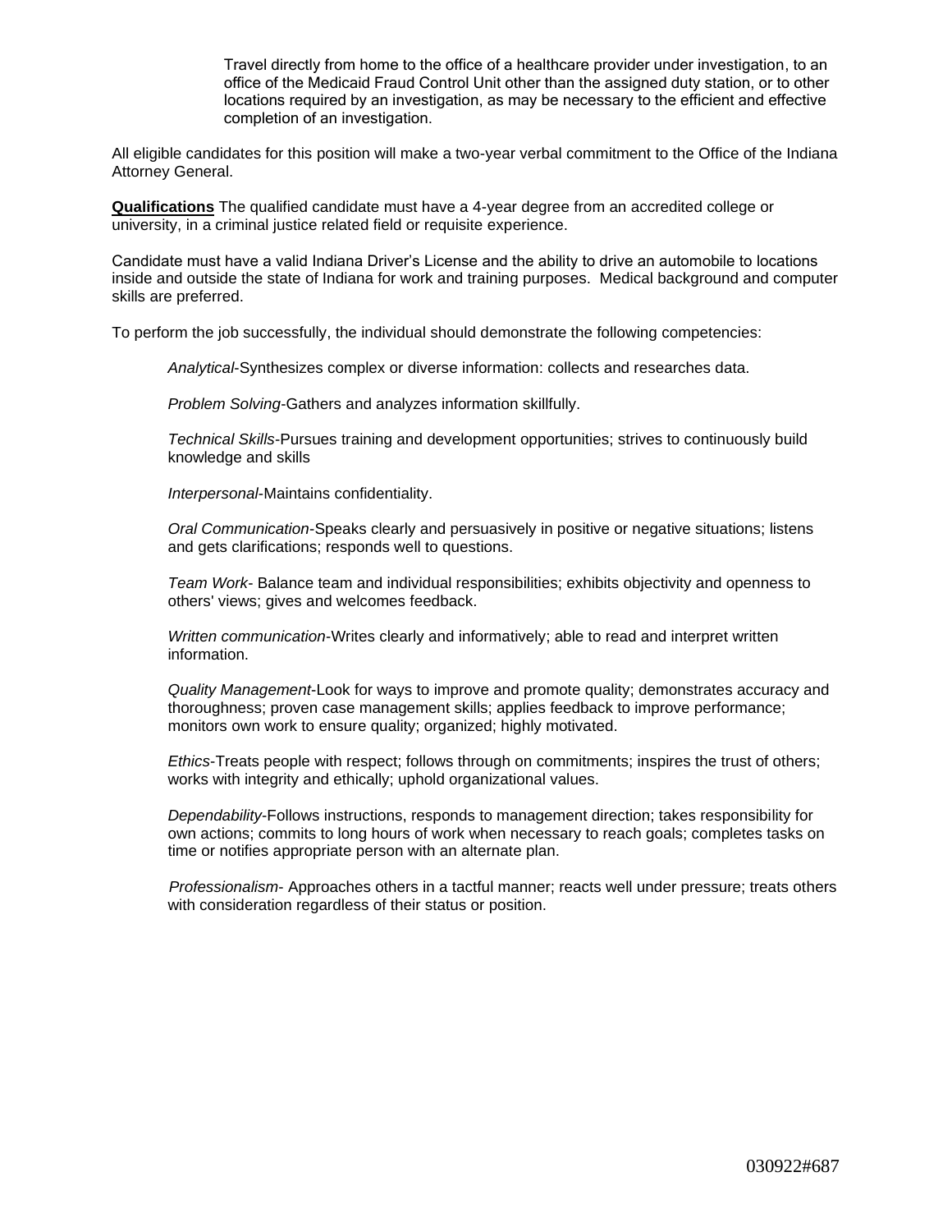Travel directly from home to the office of a healthcare provider under investigation, to an office of the Medicaid Fraud Control Unit other than the assigned duty station, or to other locations required by an investigation, as may be necessary to the efficient and effective completion of an investigation.

All eligible candidates for this position will make a two-year verbal commitment to the Office of the Indiana Attorney General.

**Qualifications** The qualified candidate must have a 4-year degree from an accredited college or university, in a criminal justice related field or requisite experience.

Candidate must have a valid Indiana Driver's License and the ability to drive an automobile to locations inside and outside the state of Indiana for work and training purposes. Medical background and computer skills are preferred.

To perform the job successfully, the individual should demonstrate the following competencies:

*Analytical*-Synthesizes complex or diverse information: collects and researches data.

*Problem Solving*-Gathers and analyzes information skillfully.

*Technical Skills*-Pursues training and development opportunities; strives to continuously build knowledge and skills

*Interpersonal*-Maintains confidentiality.

*Oral Communication*-Speaks clearly and persuasively in positive or negative situations; listens and gets clarifications; responds well to questions.

*Team Work*- Balance team and individual responsibilities; exhibits objectivity and openness to others' views; gives and welcomes feedback.

*Written communication*-Writes clearly and informatively; able to read and interpret written information.

*Quality Management*-Look for ways to improve and promote quality; demonstrates accuracy and thoroughness; proven case management skills; applies feedback to improve performance; monitors own work to ensure quality; organized; highly motivated.

*Ethics*-Treats people with respect; follows through on commitments; inspires the trust of others; works with integrity and ethically; uphold organizational values.

*Dependability*-Follows instructions, responds to management direction; takes responsibility for own actions; commits to long hours of work when necessary to reach goals; completes tasks on time or notifies appropriate person with an alternate plan.

*Professionalism*- Approaches others in a tactful manner; reacts well under pressure; treats others with consideration regardless of their status or position.

030922#687